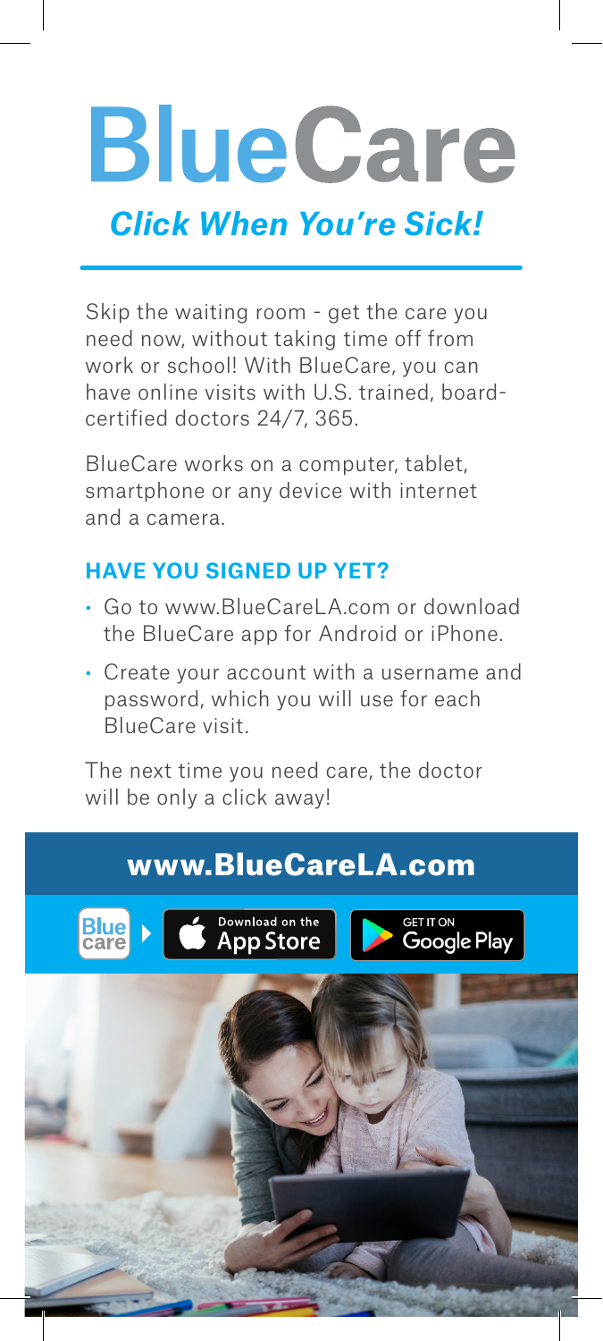# BlueCare

## *Click When You're Sick!*

Skip the waiting room - get the care you need now, without taking time off from work or school! With BlueCare, you can have online visits with U.S. trained, board-certified doctors 24/7, 365.

BlueCare works on a computer, tablet, smartphone or any device with internet and a camera.

### HAVE YOU SIGNED UP YET?

- Go to www.BlueCareLA.com or download the BlueCare app for Android or iPhone.
- Create your account with a username and password, which you will use for each BlueCare visit.

The next time you need care, the doctor will be only a click away!

## www.BlueCareLA.com

Download on the App Store

GET IT ON Google Play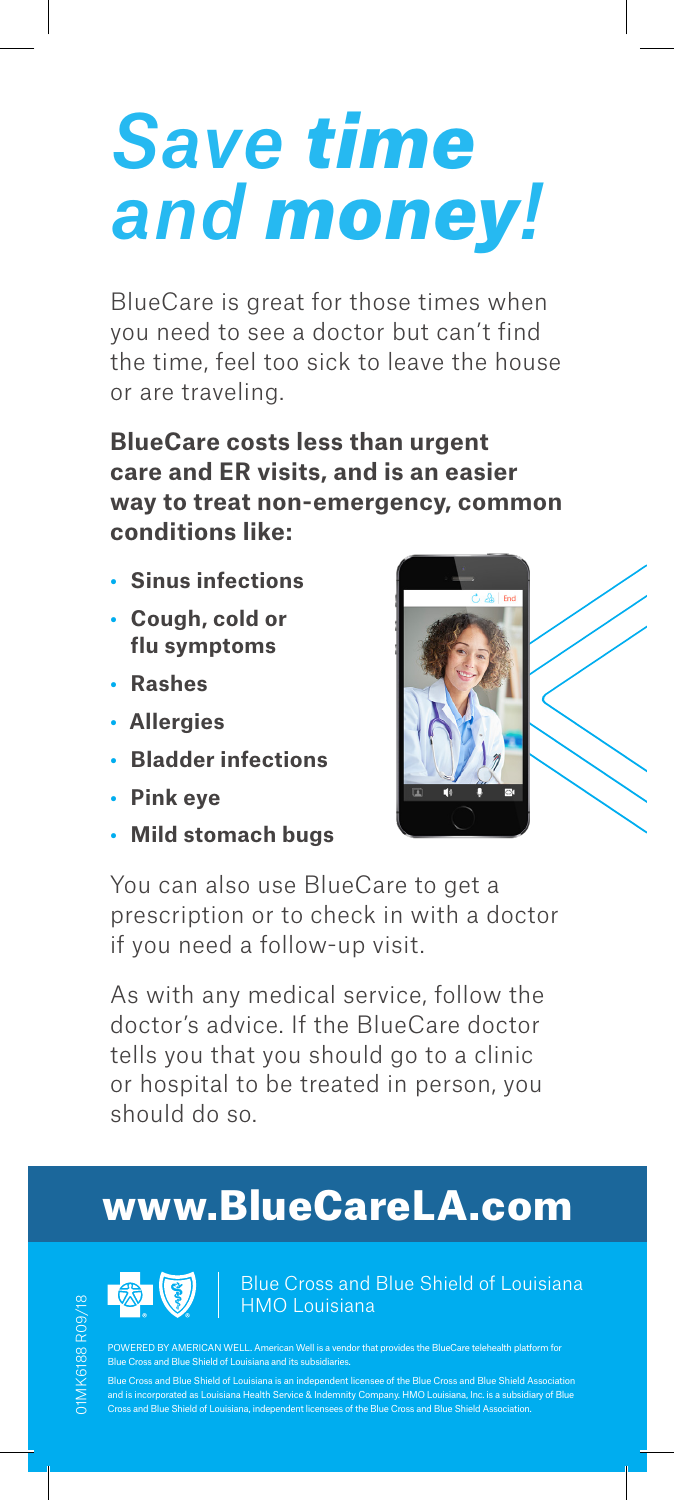# *Save time and money!*

BlueCare is great for those times when you need to see a doctor but can't find the time, feel too sick to leave the house or are traveling.

**BlueCare costs less than urgent care and ER visits, and is an easier way to treat non-emergency, common conditions like:**

- **Sinus infections**
- **Cough, cold or flu symptoms**
- **Rashes**
- **Allergies**
- **Bladder infections**
- **Pink eye**
- **Mild stomach bugs**

You can also use BlueCare to get a prescription or to check in with a doctor if you need a follow-up visit.

As with any medical service, follow the doctor's advice. If the BlueCare doctor tells you that you should go to a clinic or hospital to be treated in person, you should do so.

## www.BlueCareLA.com

Blue Cross and Blue Shield of Louisiana
HMO Louisiana

POWERED BY AMERICAN WELL. American Well is a vendor that provides the BlueCare telehealth platform for Blue Cross and Blue Shield of Louisiana and its subsidiaries.

Blue Cross and Blue Shield of Louisiana is an independent licensee of the Blue Cross and Blue Shield Association and is incorporated as Louisiana Health Service & Indemnity Company. HMO Louisiana, Inc. is a subsidiary of Blue Cross and Blue Shield of Louisiana, independent licensees of the Blue Cross and Blue Shield Association.

01MK6188 R09/18